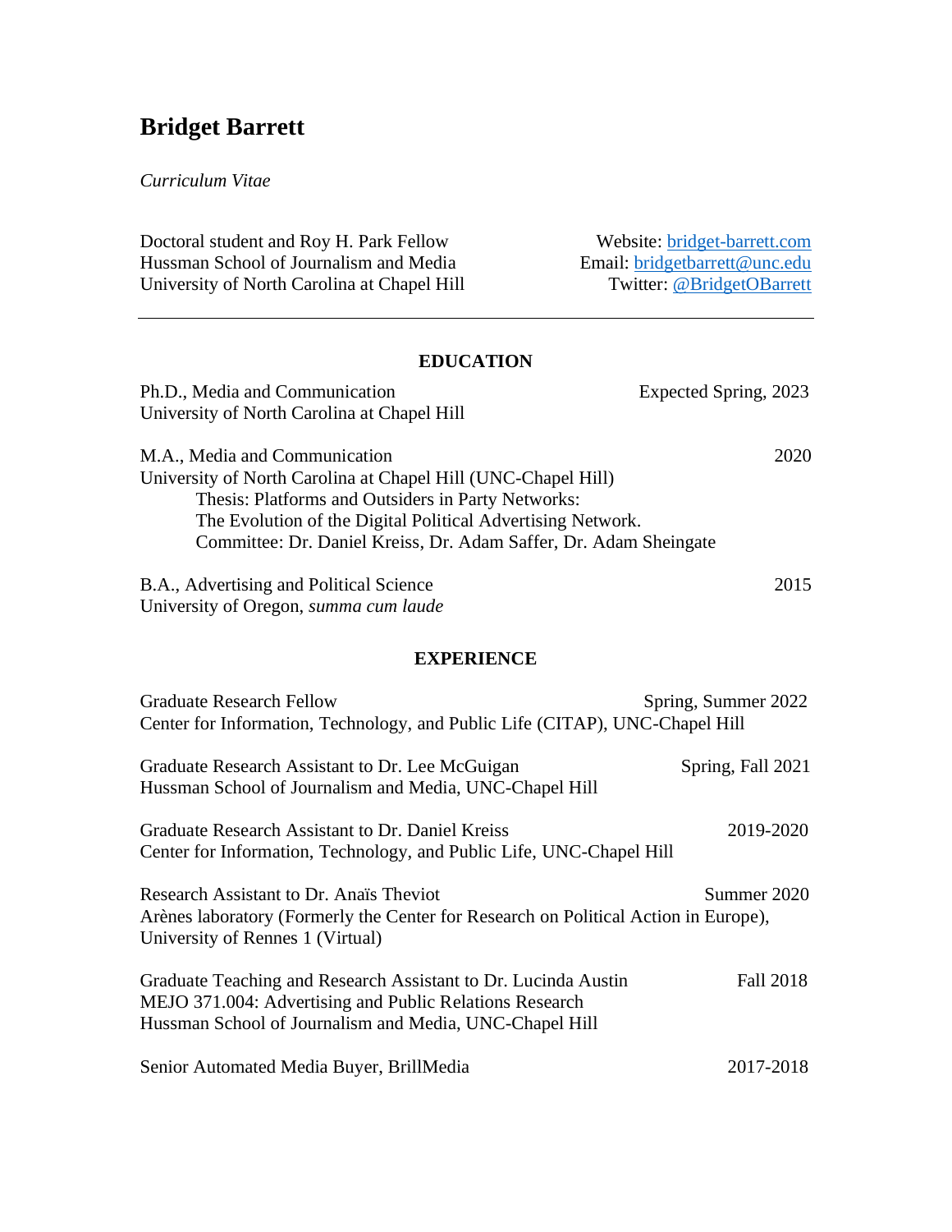# Bridget Barrett

*Curriculum Vitae*

Doctoral student and Roy H. Park Fellow
Hussman School of Journalism and Media
University of North Carolina at Chapel Hill

Website: [bridget-barrett.com](bridget-barrett.com)
Email: [bridgetbarrett@unc.edu](mailto:bridgetbarrett@unc.edu)
Twitter: [@BridgetOBarrett](https://twitter.com/BridgetOBarrett)

---

## EDUCATION

Ph.D., Media and Communication — Expected Spring, 2023
University of North Carolina at Chapel Hill

M.A., Media and Communication — 2020
University of North Carolina at Chapel Hill (UNC-Chapel Hill)
Thesis: Platforms and Outsiders in Party Networks:
The Evolution of the Digital Political Advertising Network.
Committee: Dr. Daniel Kreiss, Dr. Adam Saffer, Dr. Adam Sheingate

B.A., Advertising and Political Science — 2015
University of Oregon, *summa cum laude*

## EXPERIENCE

Graduate Research Fellow — Spring, Summer 2022
Center for Information, Technology, and Public Life (CITAP), UNC-Chapel Hill

Graduate Research Assistant to Dr. Lee McGuigan — Spring, Fall 2021
Hussman School of Journalism and Media, UNC-Chapel Hill

Graduate Research Assistant to Dr. Daniel Kreiss — 2019-2020
Center for Information, Technology, and Public Life, UNC-Chapel Hill

Research Assistant to Dr. Anaïs Theviot — Summer 2020
Arènes laboratory (Formerly the Center for Research on Political Action in Europe), University of Rennes 1 (Virtual)

Graduate Teaching and Research Assistant to Dr. Lucinda Austin — Fall 2018
MEJO 371.004: Advertising and Public Relations Research
Hussman School of Journalism and Media, UNC-Chapel Hill

Senior Automated Media Buyer, BrillMedia — 2017-2018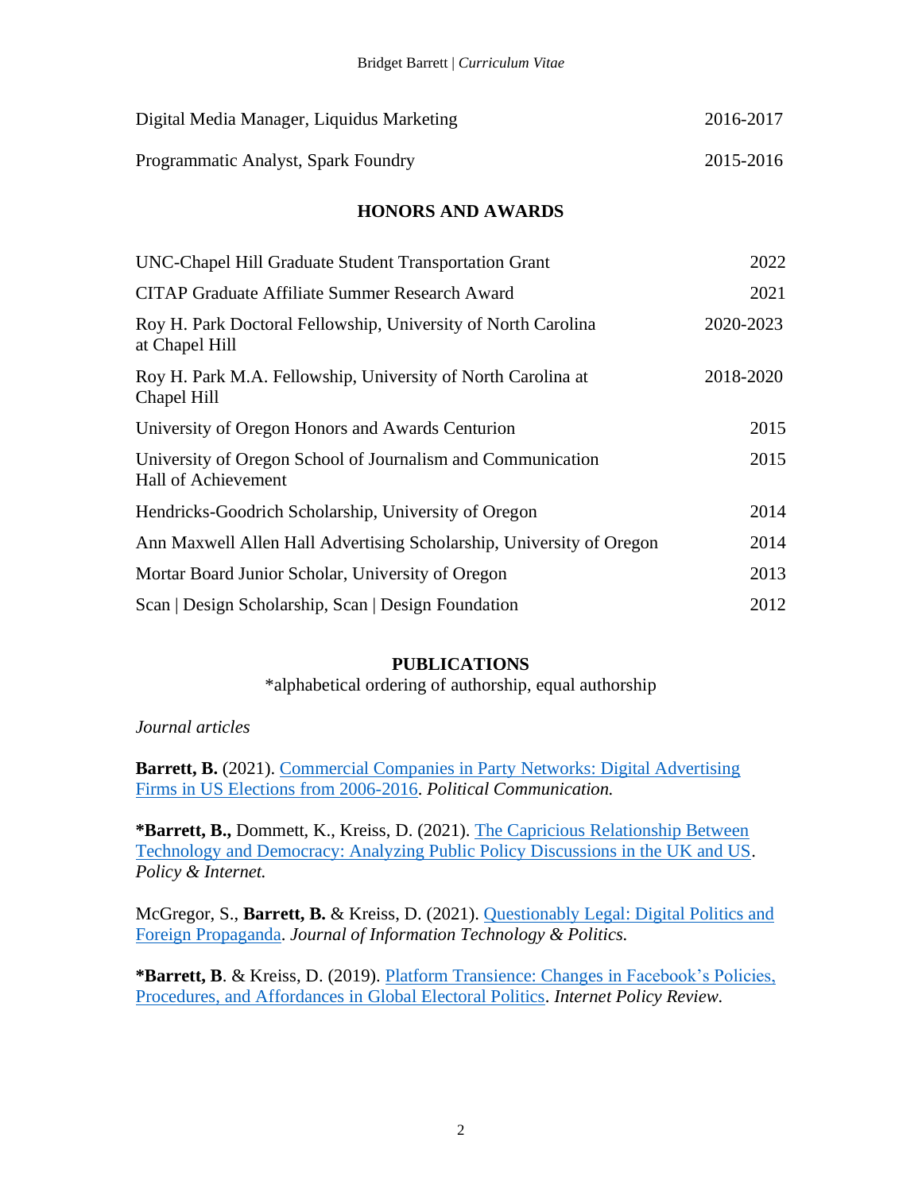Digital Media Manager, Liquidus Marketing 2016-2017

Programmatic Analyst, Spark Foundry 2015-2016

## HONORS AND AWARDS

UNC-Chapel Hill Graduate Student Transportation Grant 2022

CITAP Graduate Affiliate Summer Research Award 2021

Roy H. Park Doctoral Fellowship, University of North Carolina at Chapel Hill 2020-2023

Roy H. Park M.A. Fellowship, University of North Carolina at Chapel Hill 2018-2020

University of Oregon Honors and Awards Centurion 2015

University of Oregon School of Journalism and Communication Hall of Achievement 2015

Hendricks-Goodrich Scholarship, University of Oregon 2014

Ann Maxwell Allen Hall Advertising Scholarship, University of Oregon 2014

Mortar Board Junior Scholar, University of Oregon 2013

Scan | Design Scholarship, Scan | Design Foundation 2012

## PUBLICATIONS

*alphabetical ordering of authorship, equal authorship

*Journal articles*

**Barrett, B.** (2021). Commercial Companies in Party Networks: Digital Advertising Firms in US Elections from 2006-2016. *Political Communication.*

***Barrett, B.,** Dommett, K., Kreiss, D. (2021). The Capricious Relationship Between Technology and Democracy: Analyzing Public Policy Discussions in the UK and US. *Policy & Internet.*

McGregor, S., **Barrett, B.** & Kreiss, D. (2021). Questionably Legal: Digital Politics and Foreign Propaganda. *Journal of Information Technology & Politics.*

***Barrett, B**. & Kreiss, D. (2019). Platform Transience: Changes in Facebook's Policies, Procedures, and Affordances in Global Electoral Politics. *Internet Policy Review.*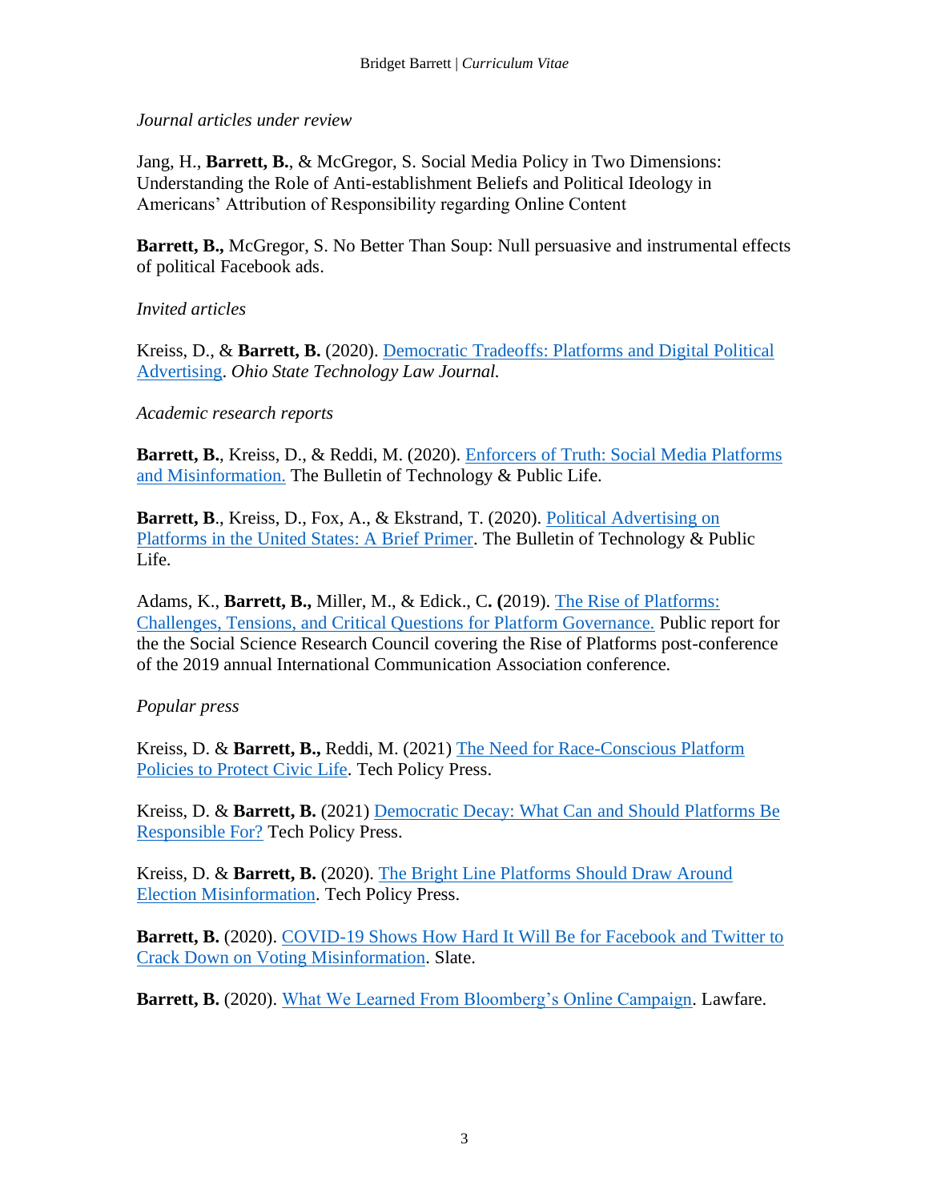*Journal articles under review*

Jang, H., **Barrett, B.**, & McGregor, S. Social Media Policy in Two Dimensions: Understanding the Role of Anti-establishment Beliefs and Political Ideology in Americans' Attribution of Responsibility regarding Online Content

**Barrett, B.,** McGregor, S. No Better Than Soup: Null persuasive and instrumental effects of political Facebook ads.

*Invited articles*

Kreiss, D., & **Barrett, B.** (2020). Democratic Tradeoffs: Platforms and Digital Political Advertising. *Ohio State Technology Law Journal.*

*Academic research reports*

**Barrett, B.**, Kreiss, D., & Reddi, M. (2020). Enforcers of Truth: Social Media Platforms and Misinformation. The Bulletin of Technology & Public Life.

**Barrett, B**., Kreiss, D., Fox, A., & Ekstrand, T. (2020). Political Advertising on Platforms in the United States: A Brief Primer. The Bulletin of Technology & Public Life.

Adams, K., **Barrett, B.,** Miller, M., & Edick., C**. (**2019). The Rise of Platforms: Challenges, Tensions, and Critical Questions for Platform Governance. Public report for the the Social Science Research Council covering the Rise of Platforms post-conference of the 2019 annual International Communication Association conference.

*Popular press*

Kreiss, D. & **Barrett, B.,** Reddi, M. (2021) The Need for Race-Conscious Platform Policies to Protect Civic Life. Tech Policy Press.

Kreiss, D. & **Barrett, B.** (2021) Democratic Decay: What Can and Should Platforms Be Responsible For? Tech Policy Press.

Kreiss, D. & **Barrett, B.** (2020). The Bright Line Platforms Should Draw Around Election Misinformation. Tech Policy Press.

**Barrett, B.** (2020). COVID-19 Shows How Hard It Will Be for Facebook and Twitter to Crack Down on Voting Misinformation. Slate.

**Barrett, B.** (2020). What We Learned From Bloomberg's Online Campaign. Lawfare.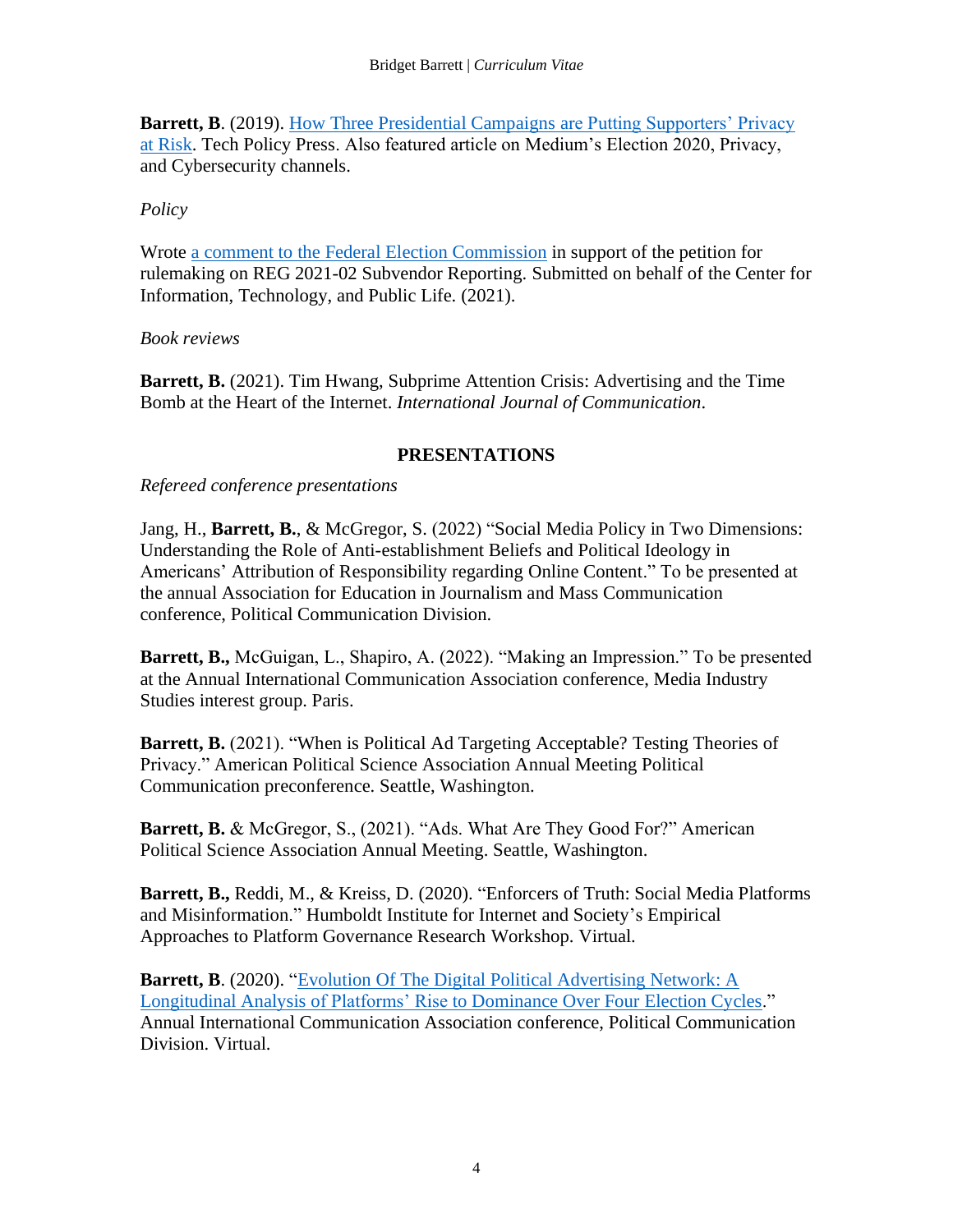**Barrett, B**. (2019). [How Three Presidential Campaigns are Putting Supporters' Privacy at Risk](). Tech Policy Press. Also featured article on Medium's Election 2020, Privacy, and Cybersecurity channels.

*Policy*

Wrote [a comment to the Federal Election Commission]() in support of the petition for rulemaking on REG 2021-02 Subvendor Reporting. Submitted on behalf of the Center for Information, Technology, and Public Life. (2021).

*Book reviews*

**Barrett, B.** (2021). Tim Hwang, Subprime Attention Crisis: Advertising and the Time Bomb at the Heart of the Internet. *International Journal of Communication*.

## PRESENTATIONS

*Refereed conference presentations*

Jang, H., **Barrett, B.**, & McGregor, S. (2022) "Social Media Policy in Two Dimensions: Understanding the Role of Anti-establishment Beliefs and Political Ideology in Americans' Attribution of Responsibility regarding Online Content." To be presented at the annual Association for Education in Journalism and Mass Communication conference, Political Communication Division.

**Barrett, B.,** McGuigan, L., Shapiro, A. (2022). "Making an Impression." To be presented at the Annual International Communication Association conference, Media Industry Studies interest group. Paris.

**Barrett, B.** (2021). "When is Political Ad Targeting Acceptable? Testing Theories of Privacy." American Political Science Association Annual Meeting Political Communication preconference. Seattle, Washington.

**Barrett, B.** & McGregor, S., (2021). "Ads. What Are They Good For?" American Political Science Association Annual Meeting. Seattle, Washington.

**Barrett, B.,** Reddi, M., & Kreiss, D. (2020). "Enforcers of Truth: Social Media Platforms and Misinformation." Humboldt Institute for Internet and Society's Empirical Approaches to Platform Governance Research Workshop. Virtual.

**Barrett, B**. (2020). "[Evolution Of The Digital Political Advertising Network: A Longitudinal Analysis of Platforms' Rise to Dominance Over Four Election Cycles]()." Annual International Communication Association conference, Political Communication Division. Virtual.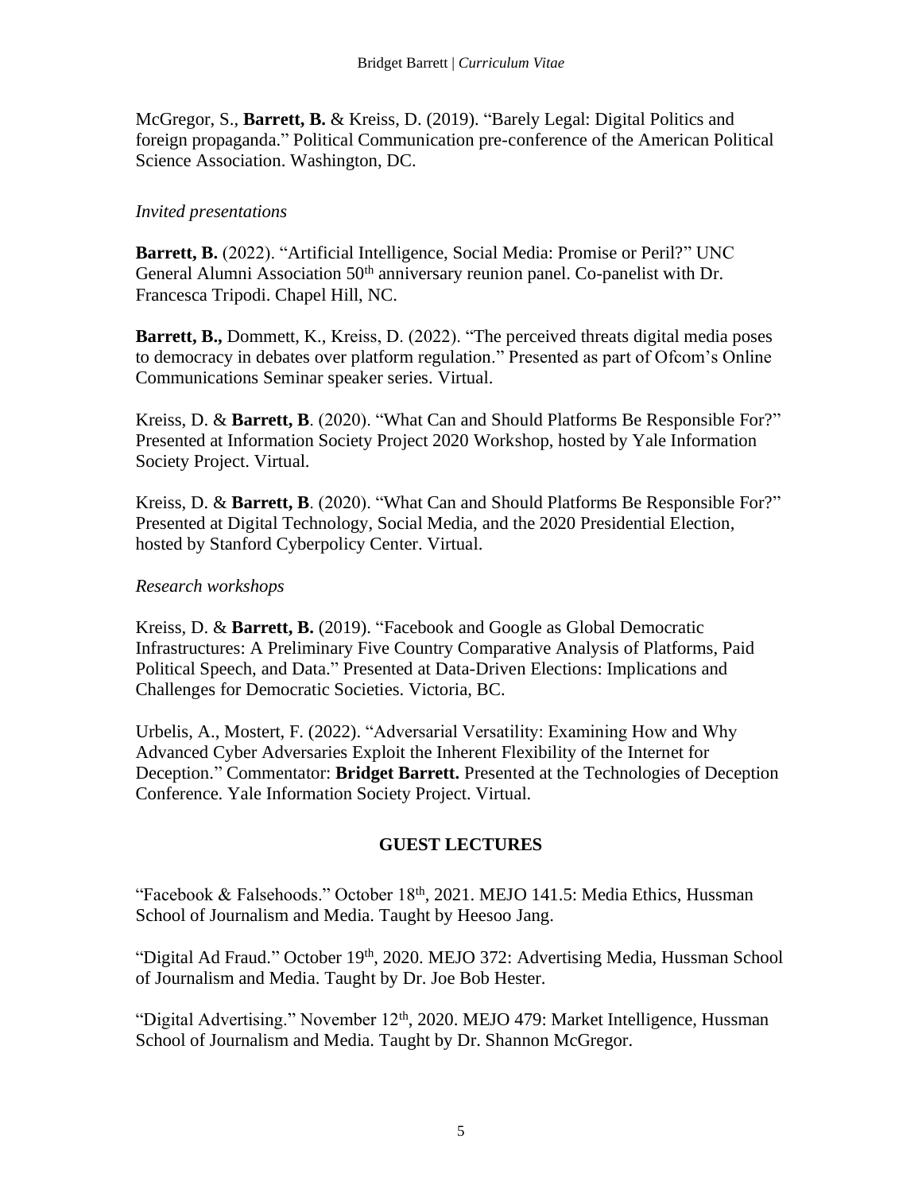McGregor, S., **Barrett, B.** & Kreiss, D. (2019). "Barely Legal: Digital Politics and foreign propaganda." Political Communication pre-conference of the American Political Science Association. Washington, DC.

*Invited presentations*

**Barrett, B.** (2022). "Artificial Intelligence, Social Media: Promise or Peril?" UNC General Alumni Association 50th anniversary reunion panel. Co-panelist with Dr. Francesca Tripodi. Chapel Hill, NC.

**Barrett, B.,** Dommett, K., Kreiss, D. (2022). "The perceived threats digital media poses to democracy in debates over platform regulation." Presented as part of Ofcom's Online Communications Seminar speaker series. Virtual.

Kreiss, D. & **Barrett, B**. (2020). "What Can and Should Platforms Be Responsible For?" Presented at Information Society Project 2020 Workshop, hosted by Yale Information Society Project. Virtual.

Kreiss, D. & **Barrett, B**. (2020). "What Can and Should Platforms Be Responsible For?" Presented at Digital Technology, Social Media, and the 2020 Presidential Election, hosted by Stanford Cyberpolicy Center. Virtual.

*Research workshops*

Kreiss, D. & **Barrett, B.** (2019). "Facebook and Google as Global Democratic Infrastructures: A Preliminary Five Country Comparative Analysis of Platforms, Paid Political Speech, and Data." Presented at Data-Driven Elections: Implications and Challenges for Democratic Societies. Victoria, BC.

Urbelis, A., Mostert, F. (2022). "Adversarial Versatility: Examining How and Why Advanced Cyber Adversaries Exploit the Inherent Flexibility of the Internet for Deception." Commentator: **Bridget Barrett.** Presented at the Technologies of Deception Conference. Yale Information Society Project. Virtual.

## GUEST LECTURES

"Facebook & Falsehoods." October 18th, 2021. MEJO 141.5: Media Ethics, Hussman School of Journalism and Media. Taught by Heesoo Jang.

"Digital Ad Fraud." October 19th, 2020. MEJO 372: Advertising Media, Hussman School of Journalism and Media. Taught by Dr. Joe Bob Hester.

"Digital Advertising." November 12th, 2020. MEJO 479: Market Intelligence, Hussman School of Journalism and Media. Taught by Dr. Shannon McGregor.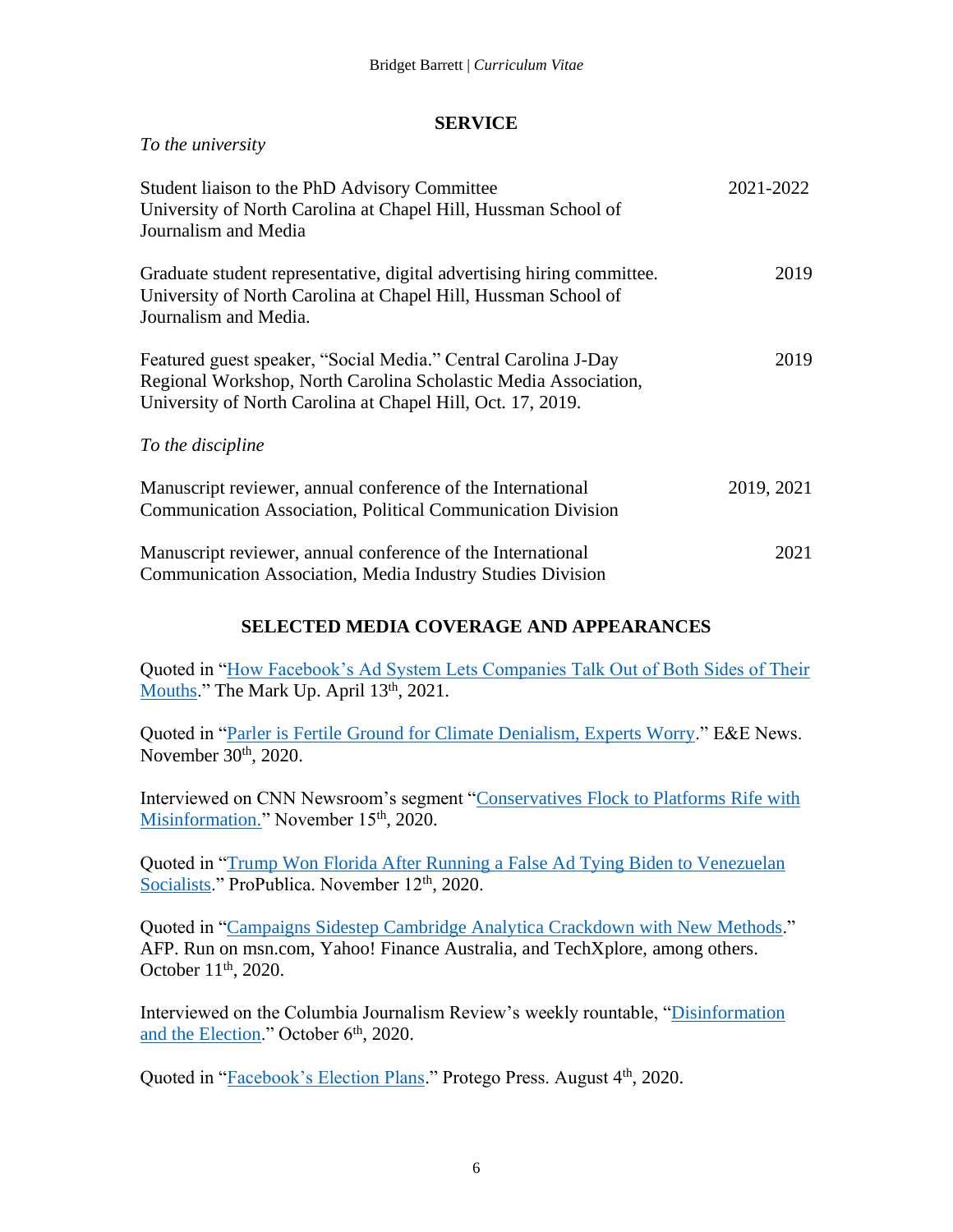## SERVICE

*To the university*

Student liaison to the PhD Advisory Committee — 2021-2022
University of North Carolina at Chapel Hill, Hussman School of Journalism and Media

Graduate student representative, digital advertising hiring committee. — 2019
University of North Carolina at Chapel Hill, Hussman School of Journalism and Media.

Featured guest speaker, "Social Media." Central Carolina J-Day Regional Workshop, North Carolina Scholastic Media Association, University of North Carolina at Chapel Hill, Oct. 17, 2019. — 2019

*To the discipline*

Manuscript reviewer, annual conference of the International Communication Association, Political Communication Division — 2019, 2021

Manuscript reviewer, annual conference of the International Communication Association, Media Industry Studies Division — 2021

## SELECTED MEDIA COVERAGE AND APPEARANCES

Quoted in "How Facebook's Ad System Lets Companies Talk Out of Both Sides of Their Mouths." The Mark Up. April 13th, 2021.

Quoted in "Parler is Fertile Ground for Climate Denialism, Experts Worry." E&E News. November 30th, 2020.

Interviewed on CNN Newsroom's segment "Conservatives Flock to Platforms Rife with Misinformation." November 15th, 2020.

Quoted in "Trump Won Florida After Running a False Ad Tying Biden to Venezuelan Socialists." ProPublica. November 12th, 2020.

Quoted in "Campaigns Sidestep Cambridge Analytica Crackdown with New Methods." AFP. Run on msn.com, Yahoo! Finance Australia, and TechXplore, among others. October 11th, 2020.

Interviewed on the Columbia Journalism Review's weekly rountable, "Disinformation and the Election." October 6th, 2020.

Quoted in "Facebook's Election Plans." Protego Press. August 4th, 2020.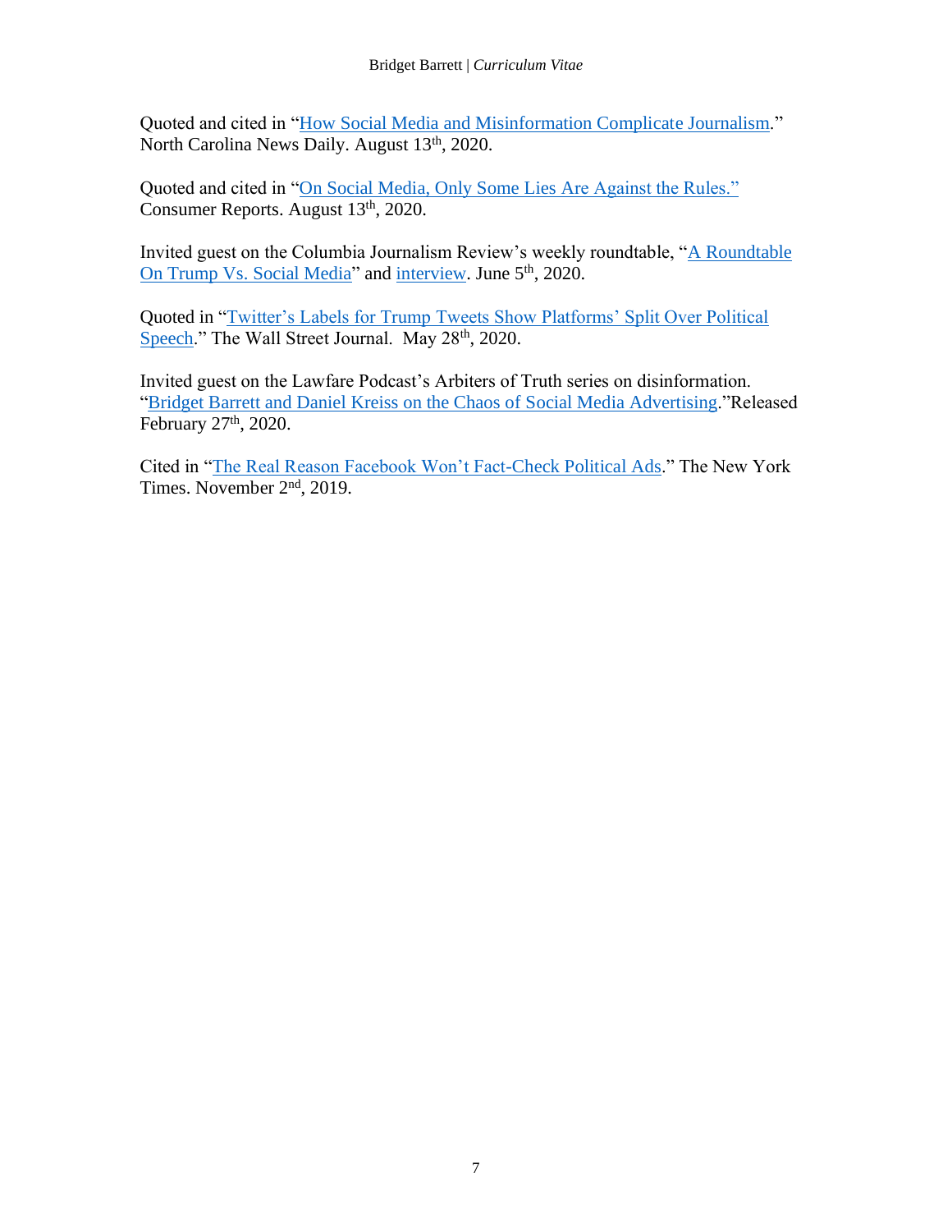Quoted and cited in "How Social Media and Misinformation Complicate Journalism." North Carolina News Daily. August 13th, 2020.

Quoted and cited in "On Social Media, Only Some Lies Are Against the Rules." Consumer Reports. August 13th, 2020.

Invited guest on the Columbia Journalism Review's weekly roundtable, "A Roundtable On Trump Vs. Social Media" and interview. June 5th, 2020.

Quoted in "Twitter's Labels for Trump Tweets Show Platforms' Split Over Political Speech." The Wall Street Journal. May 28th, 2020.

Invited guest on the Lawfare Podcast's Arbiters of Truth series on disinformation. "Bridget Barrett and Daniel Kreiss on the Chaos of Social Media Advertising."Released February 27th, 2020.

Cited in "The Real Reason Facebook Won't Fact-Check Political Ads." The New York Times. November 2nd, 2019.